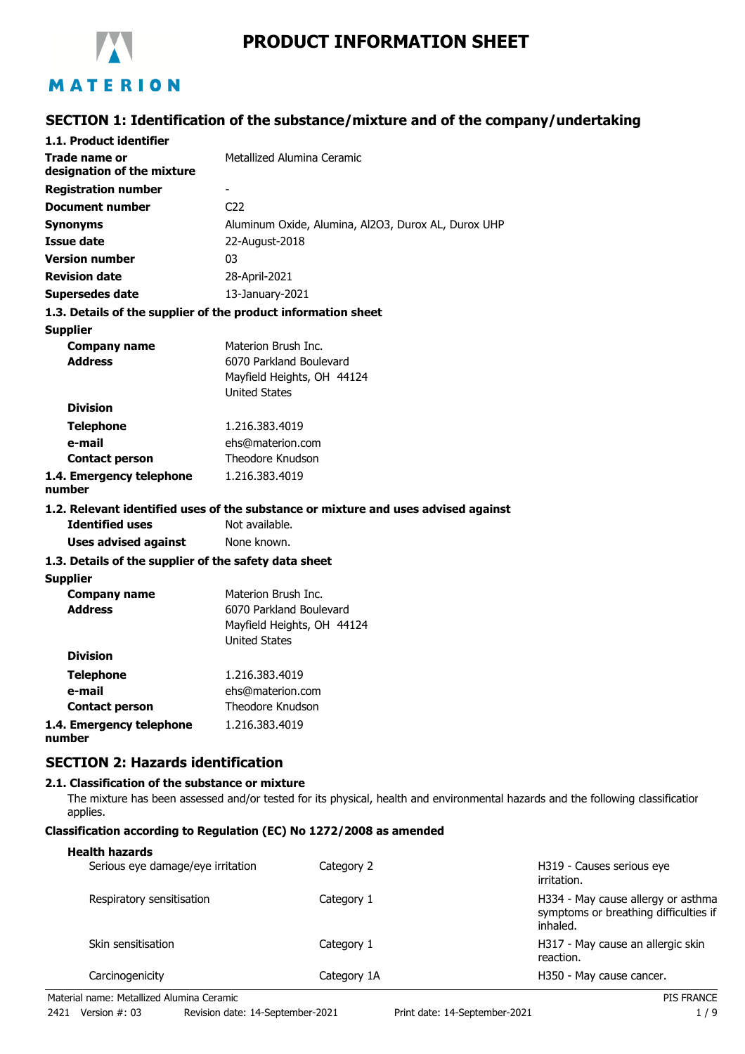# PRODUCT INFORMATION SHEET

## SECTION 1: Identification of the substance/mixture and of the company/undertaking

### 1.1. Product identifier

| | |
|---|---|
| **Trade name or designation of the mixture** | Metallized Alumina Ceramic |
| **Registration number** | - |
| **Document number** | C22 |
| **Synonyms** | Aluminum Oxide, Alumina, Al2O3, Durox AL, Durox UHP |
| **Issue date** | 22-August-2018 |
| **Version number** | 03 |
| **Revision date** | 28-April-2021 |
| **Supersedes date** | 13-January-2021 |

### 1.3. Details of the supplier of the product information sheet

**Supplier**

| | |
|---|---|
| **Company name** | Materion Brush Inc. |
| **Address** | 6070 Parkland Boulevard<br>Mayfield Heights, OH 44124<br>United States |
| **Division** | |
| **Telephone** | 1.216.383.4019 |
| **e-mail** | ehs@materion.com |
| **Contact person** | Theodore Knudson |
| **1.4. Emergency telephone number** | 1.216.383.4019 |

### 1.2. Relevant identified uses of the substance or mixture and uses advised against

| | |
|---|---|
| **Identified uses** | Not available. |
| **Uses advised against** | None known. |

### 1.3. Details of the supplier of the safety data sheet

**Supplier**

| | |
|---|---|
| **Company name** | Materion Brush Inc. |
| **Address** | 6070 Parkland Boulevard<br>Mayfield Heights, OH 44124<br>United States |
| **Division** | |
| **Telephone** | 1.216.383.4019 |
| **e-mail** | ehs@materion.com |
| **Contact person** | Theodore Knudson |
| **1.4. Emergency telephone number** | 1.216.383.4019 |

## SECTION 2: Hazards identification

### 2.1. Classification of the substance or mixture

The mixture has been assessed and/or tested for its physical, health and environmental hazards and the following classification applies.

**Classification according to Regulation (EC) No 1272/2008 as amended**

**Health hazards**

| | | |
|---|---|---|
| Serious eye damage/eye irritation | Category 2 | H319 - Causes serious eye irritation. |
| Respiratory sensitisation | Category 1 | H334 - May cause allergy or asthma symptoms or breathing difficulties if inhaled. |
| Skin sensitisation | Category 1 | H317 - May cause an allergic skin reaction. |
| Carcinogenicity | Category 1A | H350 - May cause cancer. |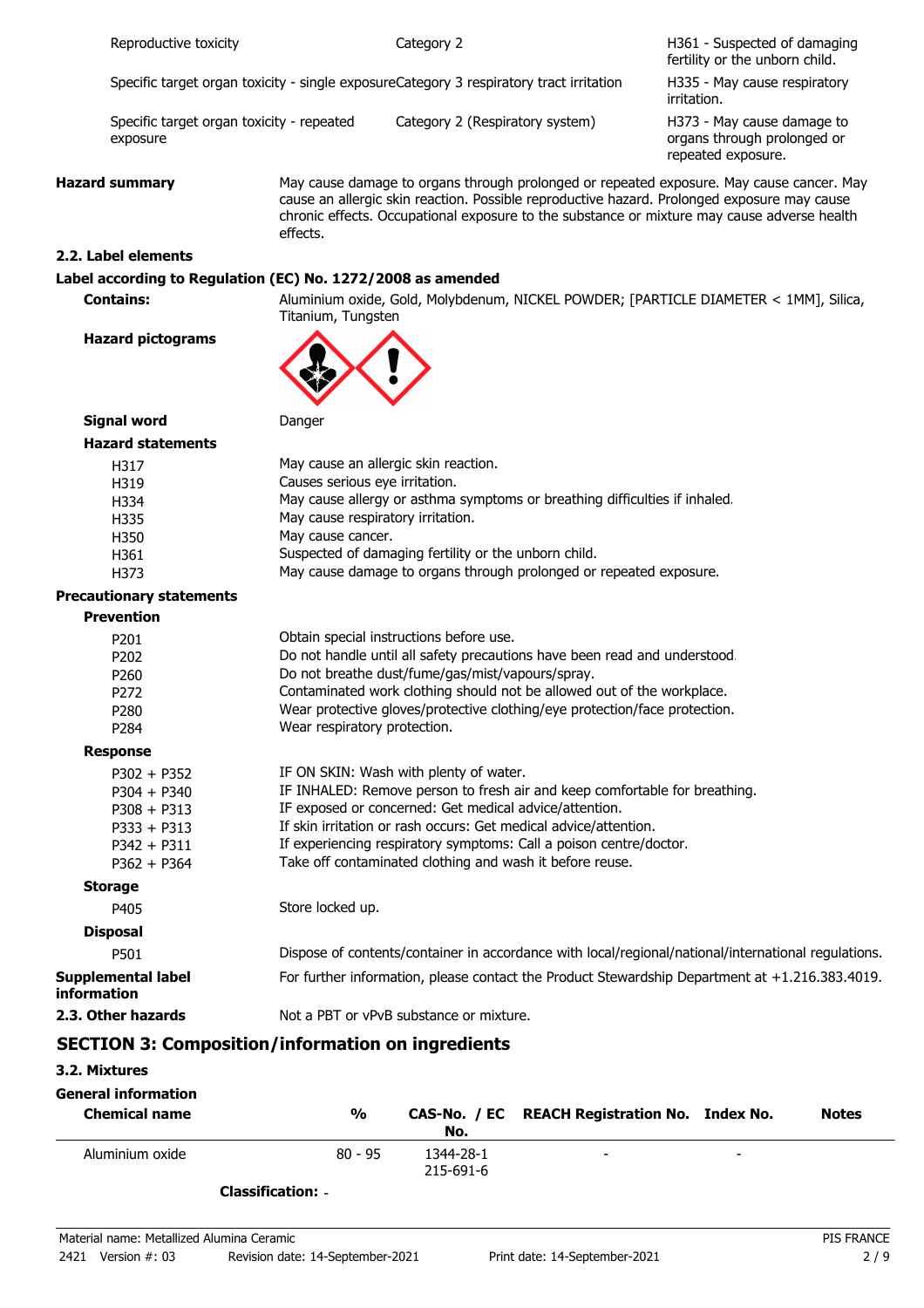| | | |
|---|---|---|
| Reproductive toxicity | Category 2 | H361 - Suspected of damaging fertility or the unborn child. |
| Specific target organ toxicity - single exposure | Category 3 respiratory tract irritation | H335 - May cause respiratory irritation. |
| Specific target organ toxicity - repeated exposure | Category 2 (Respiratory system) | H373 - May cause damage to organs through prolonged or repeated exposure. |

**Hazard summary** May cause damage to organs through prolonged or repeated exposure. May cause cancer. May cause an allergic skin reaction. Possible reproductive hazard. Prolonged exposure may cause chronic effects. Occupational exposure to the substance or mixture may cause adverse health effects.

## 2.2. Label elements

**Label according to Regulation (EC) No. 1272/2008 as amended**

**Contains:** Aluminium oxide, Gold, Molybdenum, NICKEL POWDER; [PARTICLE DIAMETER < 1MM], Silica, Titanium, Tungsten

**Hazard pictograms**

**Signal word** Danger

**Hazard statements**

| | |
|---|---|
| H317 | May cause an allergic skin reaction. |
| H319 | Causes serious eye irritation. |
| H334 | May cause allergy or asthma symptoms or breathing difficulties if inhaled. |
| H335 | May cause respiratory irritation. |
| H350 | May cause cancer. |
| H361 | Suspected of damaging fertility or the unborn child. |
| H373 | May cause damage to organs through prolonged or repeated exposure. |

**Precautionary statements**

**Prevention**

| | |
|---|---|
| P201 | Obtain special instructions before use. |
| P202 | Do not handle until all safety precautions have been read and understood. |
| P260 | Do not breathe dust/fume/gas/mist/vapours/spray. |
| P272 | Contaminated work clothing should not be allowed out of the workplace. |
| P280 | Wear protective gloves/protective clothing/eye protection/face protection. |
| P284 | Wear respiratory protection. |

**Response**

| | |
|---|---|
| P302 + P352 | IF ON SKIN: Wash with plenty of water. |
| P304 + P340 | IF INHALED: Remove person to fresh air and keep comfortable for breathing. |
| P308 + P313 | IF exposed or concerned: Get medical advice/attention. |
| P333 + P313 | If skin irritation or rash occurs: Get medical advice/attention. |
| P342 + P311 | If experiencing respiratory symptoms: Call a poison centre/doctor. |
| P362 + P364 | Take off contaminated clothing and wash it before reuse. |

**Storage**

| | |
|---|---|
| P405 | Store locked up. |

**Disposal**

| | |
|---|---|
| P501 | Dispose of contents/container in accordance with local/regional/national/international regulations. |

**Supplemental label information** For further information, please contact the Product Stewardship Department at +1.216.383.4019.

## 2.3. Other hazards

Not a PBT or vPvB substance or mixture.

# SECTION 3: Composition/information on ingredients

## 3.2. Mixtures

**General information**

| Chemical name | % | CAS-No. / EC No. | REACH Registration No. | Index No. | Notes |
|---|---|---|---|---|---|
| Aluminium oxide | 80 - 95 | 1344-28-1<br>215-691-6 | - | - | |

**Classification:** -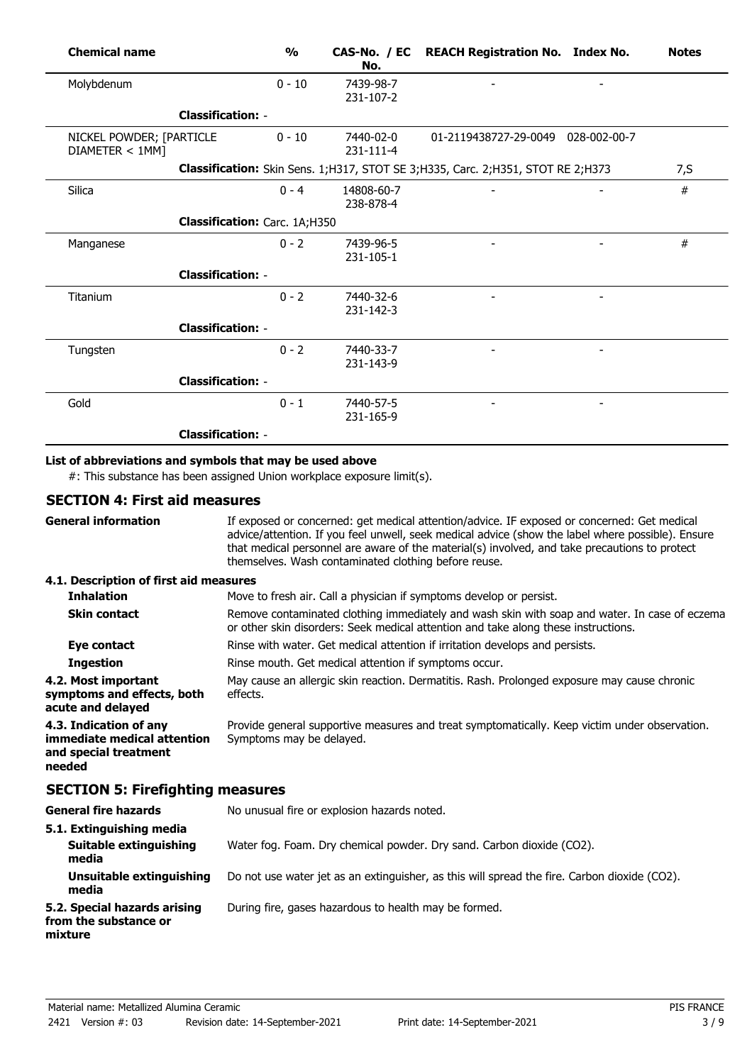| Chemical name | % | CAS-No. / EC No. | REACH Registration No. | Index No. | Notes |
|---|---|---|---|---|---|
| Molybdenum | 0 - 10 | 7439-98-7 231-107-2 | - | - | |
| **Classification:** - | | | | | |
| NICKEL POWDER; [PARTICLE DIAMETER < 1MM] | 0 - 10 | 7440-02-0 231-111-4 | 01-2119438727-29-0049 | 028-002-00-7 | |
| **Classification:** Skin Sens. 1;H317, STOT SE 3;H335, Carc. 2;H351, STOT RE 2;H373 | | | | | 7,S |
| Silica | 0 - 4 | 14808-60-7 238-878-4 | - | - | # |
| **Classification:** Carc. 1A;H350 | | | | | |
| Manganese | 0 - 2 | 7439-96-5 231-105-1 | - | - | # |
| **Classification:** - | | | | | |
| Titanium | 0 - 2 | 7440-32-6 231-142-3 | - | - | |
| **Classification:** - | | | | | |
| Tungsten | 0 - 2 | 7440-33-7 231-143-9 | - | - | |
| **Classification:** - | | | | | |
| Gold | 0 - 1 | 7440-57-5 231-165-9 | - | - | |
| **Classification:** - | | | | | |

**List of abbreviations and symbols that may be used above**

#: This substance has been assigned Union workplace exposure limit(s).

## SECTION 4: First aid measures

**General information** If exposed or concerned: get medical attention/advice. IF exposed or concerned: Get medical advice/attention. If you feel unwell, seek medical advice (show the label where possible). Ensure that medical personnel are aware of the material(s) involved, and take precautions to protect themselves. Wash contaminated clothing before reuse.

**4.1. Description of first aid measures**

**Inhalation** Move to fresh air. Call a physician if symptoms develop or persist.

**Skin contact** Remove contaminated clothing immediately and wash skin with soap and water. In case of eczema or other skin disorders: Seek medical attention and take along these instructions.

**Eye contact** Rinse with water. Get medical attention if irritation develops and persists.

**Ingestion** Rinse mouth. Get medical attention if symptoms occur.

**4.2. Most important symptoms and effects, both acute and delayed** May cause an allergic skin reaction. Dermatitis. Rash. Prolonged exposure may cause chronic effects.

**4.3. Indication of any immediate medical attention and special treatment needed** Provide general supportive measures and treat symptomatically. Keep victim under observation. Symptoms may be delayed.

## SECTION 5: Firefighting measures

**General fire hazards** No unusual fire or explosion hazards noted.

**5.1. Extinguishing media**

**Suitable extinguishing media** Water fog. Foam. Dry chemical powder. Dry sand. Carbon dioxide ($CO_2$).

**Unsuitable extinguishing media** Do not use water jet as an extinguisher, as this will spread the fire. Carbon dioxide ($CO_2$).

**5.2. Special hazards arising from the substance or mixture** During fire, gases hazardous to health may be formed.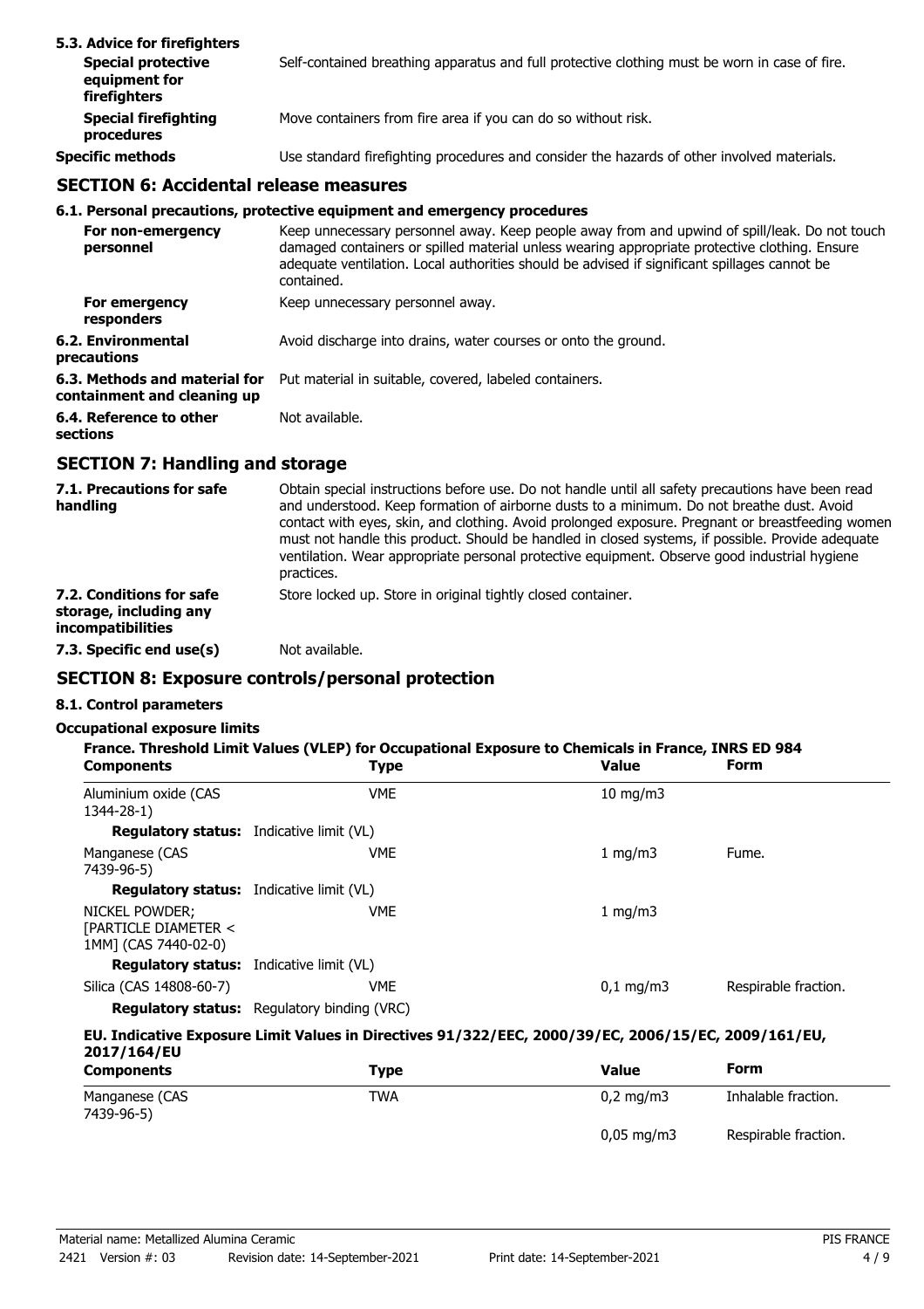### 5.3. Advice for firefighters

| | |
|---|---|
| **Special protective equipment for firefighters** | Self-contained breathing apparatus and full protective clothing must be worn in case of fire. |
| **Special firefighting procedures** | Move containers from fire area if you can do so without risk. |
| **Specific methods** | Use standard firefighting procedures and consider the hazards of other involved materials. |

## SECTION 6: Accidental release measures

### 6.1. Personal precautions, protective equipment and emergency procedures

| | |
|---|---|
| **For non-emergency personnel** | Keep unnecessary personnel away. Keep people away from and upwind of spill/leak. Do not touch damaged containers or spilled material unless wearing appropriate protective clothing. Ensure adequate ventilation. Local authorities should be advised if significant spillages cannot be contained. |
| **For emergency responders** | Keep unnecessary personnel away. |
| **6.2. Environmental precautions** | Avoid discharge into drains, water courses or onto the ground. |
| **6.3. Methods and material for containment and cleaning up** | Put material in suitable, covered, labeled containers. |
| **6.4. Reference to other sections** | Not available. |

## SECTION 7: Handling and storage

| | |
|---|---|
| **7.1. Precautions for safe handling** | Obtain special instructions before use. Do not handle until all safety precautions have been read and understood. Keep formation of airborne dusts to a minimum. Do not breathe dust. Avoid contact with eyes, skin, and clothing. Avoid prolonged exposure. Pregnant or breastfeeding women must not handle this product. Should be handled in closed systems, if possible. Provide adequate ventilation. Wear appropriate personal protective equipment. Observe good industrial hygiene practices. |
| **7.2. Conditions for safe storage, including any incompatibilities** | Store locked up. Store in original tightly closed container. |
| **7.3. Specific end use(s)** | Not available. |

## SECTION 8: Exposure controls/personal protection

### 8.1. Control parameters

**Occupational exposure limits**

**France. Threshold Limit Values (VLEP) for Occupational Exposure to Chemicals in France, INRS ED 984**

| Components | Type | Value | Form |
|---|---|---|---|
| Aluminium oxide (CAS 1344-28-1) | VME | 10 mg/m3 | |
| **Regulatory status:** Indicative limit (VL) | | | |
| Manganese (CAS 7439-96-5) | VME | 1 mg/m3 | Fume. |
| **Regulatory status:** Indicative limit (VL) | | | |
| NICKEL POWDER; [PARTICLE DIAMETER < 1MM] (CAS 7440-02-0) | VME | 1 mg/m3 | |
| **Regulatory status:** Indicative limit (VL) | | | |
| Silica (CAS 14808-60-7) | VME | 0,1 mg/m3 | Respirable fraction. |
| **Regulatory status:** Regulatory binding (VRC) | | | |

**EU. Indicative Exposure Limit Values in Directives 91/322/EEC, 2000/39/EC, 2006/15/EC, 2009/161/EU, 2017/164/EU**

| Components | Type | Value | Form |
|---|---|---|---|
| Manganese (CAS 7439-96-5) | TWA | 0,2 mg/m3 | Inhalable fraction. |
| | | 0,05 mg/m3 | Respirable fraction. |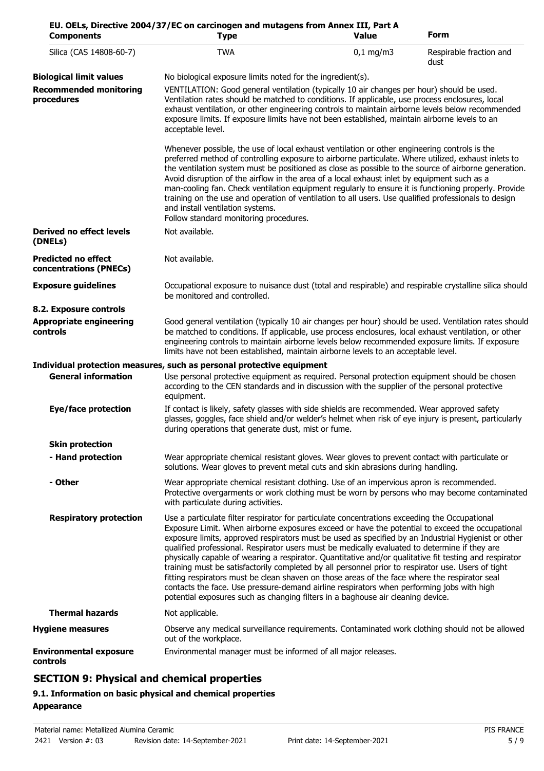**EU. OELs, Directive 2004/37/EC on carcinogen and mutagens from Annex III, Part A**

| Components | Type | Value | Form |
|---|---|---|---|
| Silica (CAS 14808-60-7) | TWA | 0,1 mg/m3 | Respirable fraction and dust |

**Biological limit values**
No biological exposure limits noted for the ingredient(s).

**Recommended monitoring procedures**
VENTILATION: Good general ventilation (typically 10 air changes per hour) should be used. Ventilation rates should be matched to conditions. If applicable, use process enclosures, local exhaust ventilation, or other engineering controls to maintain airborne levels below recommended exposure limits. If exposure limits have not been established, maintain airborne levels to an acceptable level.

Whenever possible, the use of local exhaust ventilation or other engineering controls is the preferred method of controlling exposure to airborne particulate. Where utilized, exhaust inlets to the ventilation system must be positioned as close as possible to the source of airborne generation. Avoid disruption of the airflow in the area of a local exhaust inlet by equipment such as a man-cooling fan. Check ventilation equipment regularly to ensure it is functioning properly. Provide training on the use and operation of ventilation to all users. Use qualified professionals to design and install ventilation systems.
Follow standard monitoring procedures.

**Derived no effect levels (DNELs)**
Not available.

**Predicted no effect concentrations (PNECs)**
Not available.

**Exposure guidelines**
Occupational exposure to nuisance dust (total and respirable) and respirable crystalline silica should be monitored and controlled.

**8.2. Exposure controls**

**Appropriate engineering controls**
Good general ventilation (typically 10 air changes per hour) should be used. Ventilation rates should be matched to conditions. If applicable, use process enclosures, local exhaust ventilation, or other engineering controls to maintain airborne levels below recommended exposure limits. If exposure limits have not been established, maintain airborne levels to an acceptable level.

**Individual protection measures, such as personal protective equipment**

**General information**
Use personal protective equipment as required. Personal protection equipment should be chosen according to the CEN standards and in discussion with the supplier of the personal protective equipment.

**Eye/face protection**
If contact is likely, safety glasses with side shields are recommended. Wear approved safety glasses, goggles, face shield and/or welder's helmet when risk of eye injury is present, particularly during operations that generate dust, mist or fume.

**Skin protection**

**- Hand protection**
Wear appropriate chemical resistant gloves. Wear gloves to prevent contact with particulate or solutions. Wear gloves to prevent metal cuts and skin abrasions during handling.

**- Other**
Wear appropriate chemical resistant clothing. Use of an impervious apron is recommended. Protective overgarments or work clothing must be worn by persons who may become contaminated with particulate during activities.

**Respiratory protection**
Use a particulate filter respirator for particulate concentrations exceeding the Occupational Exposure Limit. When airborne exposures exceed or have the potential to exceed the occupational exposure limits, approved respirators must be used as specified by an Industrial Hygienist or other qualified professional. Respirator users must be medically evaluated to determine if they are physically capable of wearing a respirator. Quantitative and/or qualitative fit testing and respirator training must be satisfactorily completed by all personnel prior to respirator use. Users of tight fitting respirators must be clean shaven on those areas of the face where the respirator seal contacts the face. Use pressure-demand airline respirators when performing jobs with high potential exposures such as changing filters in a baghouse air cleaning device.

**Thermal hazards**
Not applicable.

**Hygiene measures**
Observe any medical surveillance requirements. Contaminated work clothing should not be allowed out of the workplace.

**Environmental exposure controls**
Environmental manager must be informed of all major releases.

## SECTION 9: Physical and chemical properties

### 9.1. Information on basic physical and chemical properties

**Appearance**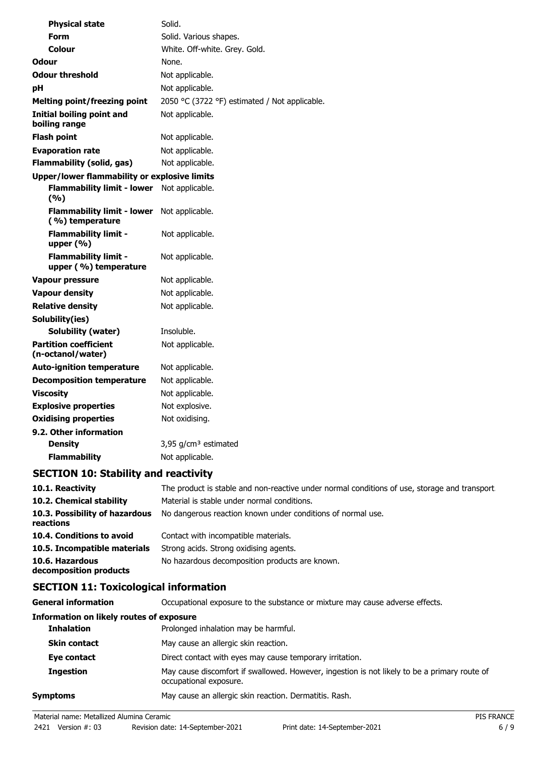| | |
|---|---|
| **Physical state** | Solid. |
| **Form** | Solid. Various shapes. |
| **Colour** | White. Off-white. Grey. Gold. |
| **Odour** | None. |
| **Odour threshold** | Not applicable. |
| **pH** | Not applicable. |
| **Melting point/freezing point** | 2050 °C (3722 °F) estimated / Not applicable. |
| **Initial boiling point and boiling range** | Not applicable. |
| **Flash point** | Not applicable. |
| **Evaporation rate** | Not applicable. |
| **Flammability (solid, gas)** | Not applicable. |
| **Upper/lower flammability or explosive limits** | |
| **Flammability limit - lower (%)** | Not applicable. |
| **Flammability limit - lower (%) temperature** | Not applicable. |
| **Flammability limit - upper (%)** | Not applicable. |
| **Flammability limit - upper (%) temperature** | Not applicable. |
| **Vapour pressure** | Not applicable. |
| **Vapour density** | Not applicable. |
| **Relative density** | Not applicable. |
| **Solubility(ies)** | |
| **Solubility (water)** | Insoluble. |
| **Partition coefficient (n-octanol/water)** | Not applicable. |
| **Auto-ignition temperature** | Not applicable. |
| **Decomposition temperature** | Not applicable. |
| **Viscosity** | Not applicable. |
| **Explosive properties** | Not explosive. |
| **Oxidising properties** | Not oxidising. |
| **9.2. Other information** | |
| **Density** | 3,95 g/cm³ estimated |
| **Flammability** | Not applicable. |

## SECTION 10: Stability and reactivity

| | |
|---|---|
| **10.1. Reactivity** | The product is stable and non-reactive under normal conditions of use, storage and transport. |
| **10.2. Chemical stability** | Material is stable under normal conditions. |
| **10.3. Possibility of hazardous reactions** | No dangerous reaction known under conditions of normal use. |
| **10.4. Conditions to avoid** | Contact with incompatible materials. |
| **10.5. Incompatible materials** | Strong acids. Strong oxidising agents. |
| **10.6. Hazardous decomposition products** | No hazardous decomposition products are known. |

## SECTION 11: Toxicological information

| | |
|---|---|
| **General information** | Occupational exposure to the substance or mixture may cause adverse effects. |
| **Information on likely routes of exposure** | |
| **Inhalation** | Prolonged inhalation may be harmful. |
| **Skin contact** | May cause an allergic skin reaction. |
| **Eye contact** | Direct contact with eyes may cause temporary irritation. |
| **Ingestion** | May cause discomfort if swallowed. However, ingestion is not likely to be a primary route of occupational exposure. |
| **Symptoms** | May cause an allergic skin reaction. Dermatitis. Rash. |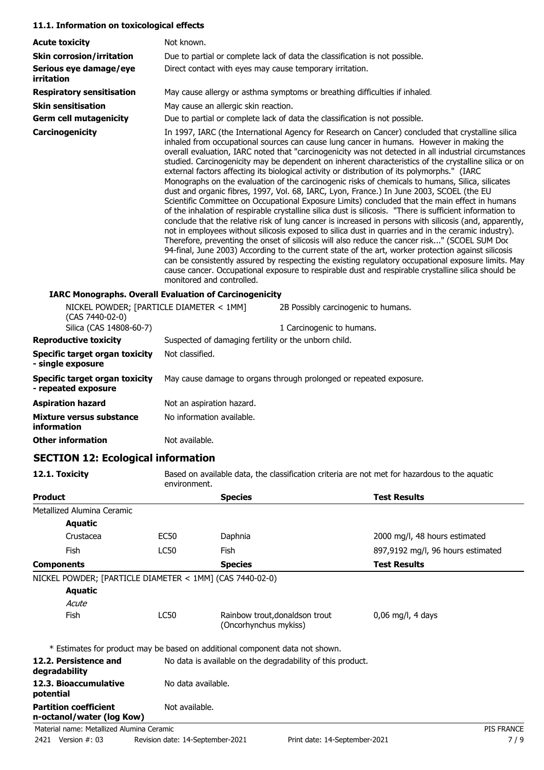### 11.1. Information on toxicological effects

| | |
|---|---|
| **Acute toxicity** | Not known. |
| **Skin corrosion/irritation** | Due to partial or complete lack of data the classification is not possible. |
| **Serious eye damage/eye irritation** | Direct contact with eyes may cause temporary irritation. |
| **Respiratory sensitisation** | May cause allergy or asthma symptoms or breathing difficulties if inhaled. |
| **Skin sensitisation** | May cause an allergic skin reaction. |
| **Germ cell mutagenicity** | Due to partial or complete lack of data the classification is not possible. |
| **Carcinogenicity** | In 1997, IARC (the International Agency for Research on Cancer) concluded that crystalline silica inhaled from occupational sources can cause lung cancer in humans. However in making the overall evaluation, IARC noted that "carcinogenicity was not detected in all industrial circumstances studied. Carcinogenicity may be dependent on inherent characteristics of the crystalline silica or on external factors affecting its biological activity or distribution of its polymorphs." (IARC Monographs on the evaluation of the carcinogenic risks of chemicals to humans, Silica, silicates dust and organic fibres, 1997, Vol. 68, IARC, Lyon, France.) In June 2003, SCOEL (the EU Scientific Committee on Occupational Exposure Limits) concluded that the main effect in humans of the inhalation of respirable crystalline silica dust is silicosis. "There is sufficient information to conclude that the relative risk of lung cancer is increased in persons with silicosis (and, apparently, not in employees without silicosis exposed to silica dust in quarries and in the ceramic industry). Therefore, preventing the onset of silicosis will also reduce the cancer risk..." (SCOEL SUM Doc 94-final, June 2003) According to the current state of the art, worker protection against silicosis can be consistently assured by respecting the existing regulatory occupational exposure limits. May cause cancer. Occupational exposure to respirable dust and respirable crystalline silica should be monitored and controlled. |

**IARC Monographs. Overall Evaluation of Carcinogenicity**

| | |
|---|---|
| NICKEL POWDER; [PARTICLE DIAMETER < 1MM] (CAS 7440-02-0) | 2B Possibly carcinogenic to humans. |
| Silica (CAS 14808-60-7) | 1 Carcinogenic to humans. |

| | |
|---|---|
| **Reproductive toxicity** | Suspected of damaging fertility or the unborn child. |
| **Specific target organ toxicity - single exposure** | Not classified. |
| **Specific target organ toxicity - repeated exposure** | May cause damage to organs through prolonged or repeated exposure. |
| **Aspiration hazard** | Not an aspiration hazard. |
| **Mixture versus substance information** | No information available. |
| **Other information** | Not available. |

## SECTION 12: Ecological information

**12.1. Toxicity** Based on available data, the classification criteria are not met for hazardous to the aquatic environment.

| Product | | Species | Test Results |
|---|---|---|---|
| Metallized Alumina Ceramic | | | |
| **Aquatic** | | | |
| Crustacea | EC50 | Daphnia | 2000 mg/l, 48 hours estimated |
| Fish | LC50 | Fish | 897,9192 mg/l, 96 hours estimated |
| **Components** | | **Species** | **Test Results** |
| NICKEL POWDER; [PARTICLE DIAMETER < 1MM] (CAS 7440-02-0) | | | |
| **Aquatic** | | | |
| *Acute* | | | |
| Fish | LC50 | Rainbow trout,donaldson trout (Oncorhynchus mykiss) | 0,06 mg/l, 4 days |

\* Estimates for product may be based on additional component data not shown.

| | |
|---|---|
| **12.2. Persistence and degradability** | No data is available on the degradability of this product. |
| **12.3. Bioaccumulative potential** | No data available. |
| **Partition coefficient n-octanol/water (log Kow)** | Not available. |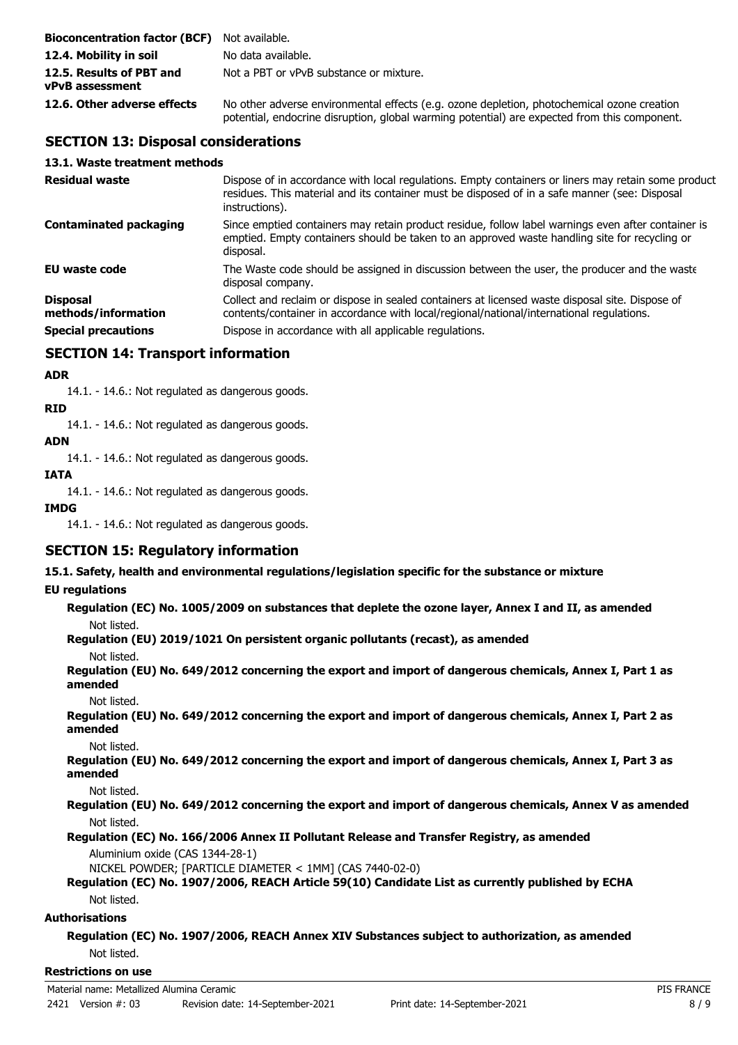| | |
|---|---|
| **Bioconcentration factor (BCF)** | Not available. |
| **12.4. Mobility in soil** | No data available. |
| **12.5. Results of PBT and vPvB assessment** | Not a PBT or vPvB substance or mixture. |
| **12.6. Other adverse effects** | No other adverse environmental effects (e.g. ozone depletion, photochemical ozone creation potential, endocrine disruption, global warming potential) are expected from this component. |

## SECTION 13: Disposal considerations

### 13.1. Waste treatment methods

| | |
|---|---|
| **Residual waste** | Dispose of in accordance with local regulations. Empty containers or liners may retain some product residues. This material and its container must be disposed of in a safe manner (see: Disposal instructions). |
| **Contaminated packaging** | Since emptied containers may retain product residue, follow label warnings even after container is emptied. Empty containers should be taken to an approved waste handling site for recycling or disposal. |
| **EU waste code** | The Waste code should be assigned in discussion between the user, the producer and the waste disposal company. |
| **Disposal methods/information** | Collect and reclaim or dispose in sealed containers at licensed waste disposal site. Dispose of contents/container in accordance with local/regional/national/international regulations. |
| **Special precautions** | Dispose in accordance with all applicable regulations. |

## SECTION 14: Transport information

**ADR**

14.1. - 14.6.: Not regulated as dangerous goods.

**RID**

14.1. - 14.6.: Not regulated as dangerous goods.

**ADN**

14.1. - 14.6.: Not regulated as dangerous goods.

**IATA**

14.1. - 14.6.: Not regulated as dangerous goods.

**IMDG**

14.1. - 14.6.: Not regulated as dangerous goods.

## SECTION 15: Regulatory information

### 15.1. Safety, health and environmental regulations/legislation specific for the substance or mixture

**EU regulations**

**Regulation (EC) No. 1005/2009 on substances that deplete the ozone layer, Annex I and II, as amended**

Not listed.

**Regulation (EU) 2019/1021 On persistent organic pollutants (recast), as amended**

Not listed.

**Regulation (EU) No. 649/2012 concerning the export and import of dangerous chemicals, Annex I, Part 1 as amended**

Not listed.

**Regulation (EU) No. 649/2012 concerning the export and import of dangerous chemicals, Annex I, Part 2 as amended**

Not listed.

**Regulation (EU) No. 649/2012 concerning the export and import of dangerous chemicals, Annex I, Part 3 as amended**

Not listed.

**Regulation (EU) No. 649/2012 concerning the export and import of dangerous chemicals, Annex V as amended**

Not listed.

**Regulation (EC) No. 166/2006 Annex II Pollutant Release and Transfer Registry, as amended**

Aluminium oxide (CAS 1344-28-1)
NICKEL POWDER; [PARTICLE DIAMETER < 1MM] (CAS 7440-02-0)

**Regulation (EC) No. 1907/2006, REACH Article 59(10) Candidate List as currently published by ECHA**

Not listed.

**Authorisations**

**Regulation (EC) No. 1907/2006, REACH Annex XIV Substances subject to authorization, as amended**

Not listed.

**Restrictions on use**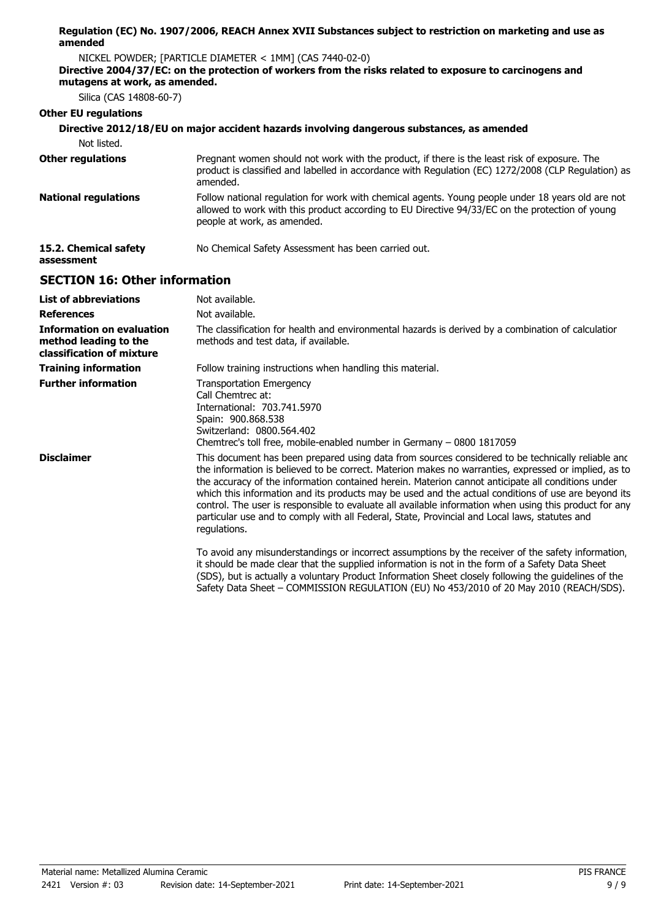**Regulation (EC) No. 1907/2006, REACH Annex XVII Substances subject to restriction on marketing and use as amended**

NICKEL POWDER; [PARTICLE DIAMETER < 1MM] (CAS 7440-02-0)

**Directive 2004/37/EC: on the protection of workers from the risks related to exposure to carcinogens and mutagens at work, as amended.**

Silica (CAS 14808-60-7)

**Other EU regulations**

**Directive 2012/18/EU on major accident hazards involving dangerous substances, as amended**

Not listed.

| | |
|---|---|
| **Other regulations** | Pregnant women should not work with the product, if there is the least risk of exposure. The product is classified and labelled in accordance with Regulation (EC) 1272/2008 (CLP Regulation) as amended. |
| **National regulations** | Follow national regulation for work with chemical agents. Young people under 18 years old are not allowed to work with this product according to EU Directive 94/33/EC on the protection of young people at work, as amended. |
| **15.2. Chemical safety assessment** | No Chemical Safety Assessment has been carried out. |

## SECTION 16: Other information

| | |
|---|---|
| **List of abbreviations** | Not available. |
| **References** | Not available. |
| **Information on evaluation method leading to the classification of mixture** | The classification for health and environmental hazards is derived by a combination of calculation methods and test data, if available. |
| **Training information** | Follow training instructions when handling this material. |
| **Further information** | Transportation Emergency<br>Call Chemtrec at:<br>International: 703.741.5970<br>Spain: 900.868.538<br>Switzerland: 0800.564.402<br>Chemtrec's toll free, mobile-enabled number in Germany – 0800 1817059 |
| **Disclaimer** | This document has been prepared using data from sources considered to be technically reliable and the information is believed to be correct. Materion makes no warranties, expressed or implied, as to the accuracy of the information contained herein. Materion cannot anticipate all conditions under which this information and its products may be used and the actual conditions of use are beyond its control. The user is responsible to evaluate all available information when using this product for any particular use and to comply with all Federal, State, Provincial and Local laws, statutes and regulations.<br><br>To avoid any misunderstandings or incorrect assumptions by the receiver of the safety information, it should be made clear that the supplied information is not in the form of a Safety Data Sheet (SDS), but is actually a voluntary Product Information Sheet closely following the guidelines of the Safety Data Sheet – COMMISSION REGULATION (EU) No 453/2010 of 20 May 2010 (REACH/SDS). |